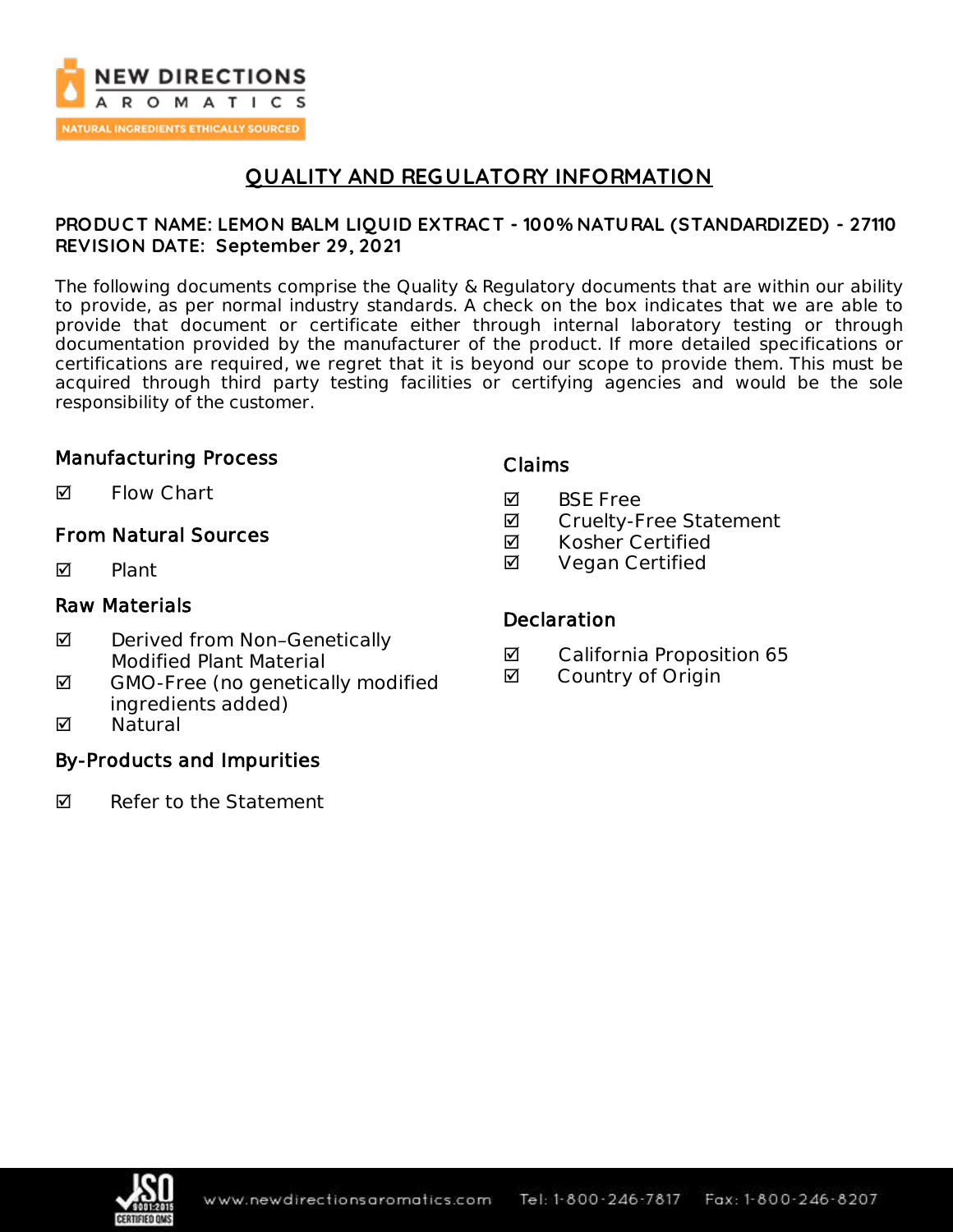# QUALITY AND REGULATORY INFORMATION

**PRODUCT NAME: LEMON BALM LIQUID EXTRACT - 100% NATURAL (STANDARDIZED) - 27110**
**REVISION DATE: September 29, 2021**

The following documents comprise the Quality & Regulatory documents that are within our ability to provide, as per normal industry standards. A check on the box indicates that we are able to provide that document or certificate either through internal laboratory testing or through documentation provided by the manufacturer of the product. If more detailed specifications or certifications are required, we regret that it is beyond our scope to provide them. This must be acquired through third party testing facilities or certifying agencies and would be the sole responsibility of the customer.

## Manufacturing Process

- ☑ Flow Chart

## From Natural Sources

- ☑ Plant

## Raw Materials

- ☑ Derived from Non–Genetically Modified Plant Material
- ☑ GMO-Free (no genetically modified ingredients added)
- ☑ Natural

## By-Products and Impurities

- ☑ Refer to the Statement

## Claims

- ☑ BSE Free
- ☑ Cruelty-Free Statement
- ☑ Kosher Certified
- ☑ Vegan Certified

## Declaration

- ☑ California Proposition 65
- ☑ Country of Origin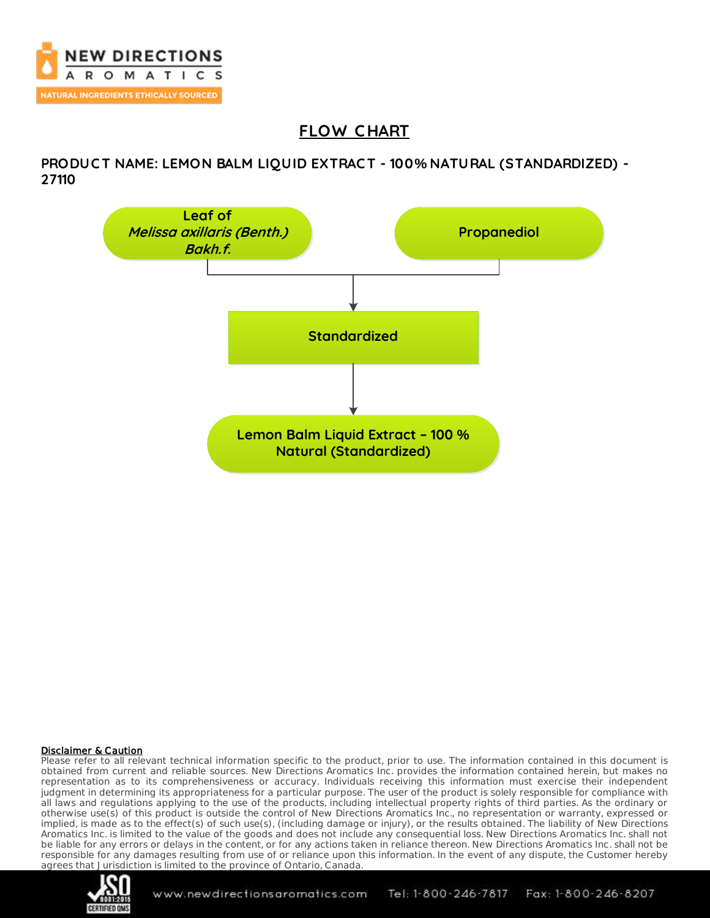# FLOW CHART

**PRODUCT NAME: LEMON BALM LIQUID EXTRACT - 100% NATURAL (STANDARDIZED) - 27110**

Leaf of *Melissa axillaris (Benth.) Bakh.f.*

Propanediol

Standardized

Lemon Balm Liquid Extract – 100 % Natural (Standardized)

**Disclaimer & Caution**

Please refer to all relevant technical information specific to the product, prior to use. The information contained in this document is obtained from current and reliable sources. New Directions Aromatics Inc. provides the information contained herein, but makes no representation as to its comprehensiveness or accuracy. Individuals receiving this information must exercise their independent judgment in determining its appropriateness for a particular purpose. The user of the product is solely responsible for compliance with all laws and regulations applying to the use of the products, including intellectual property rights of third parties. As the ordinary or otherwise use(s) of this product is outside the control of New Directions Aromatics Inc., no representation or warranty, expressed or implied, is made as to the effect(s) of such use(s), (including damage or injury), or the results obtained. The liability of New Directions Aromatics Inc. is limited to the value of the goods and does not include any consequential loss. New Directions Aromatics Inc. shall not be liable for any errors or delays in the content, or for any actions taken in reliance thereon. New Directions Aromatics Inc. shall not be responsible for any damages resulting from use of or reliance upon this information. In the event of any dispute, the Customer hereby agrees that Jurisdiction is limited to the province of Ontario, Canada.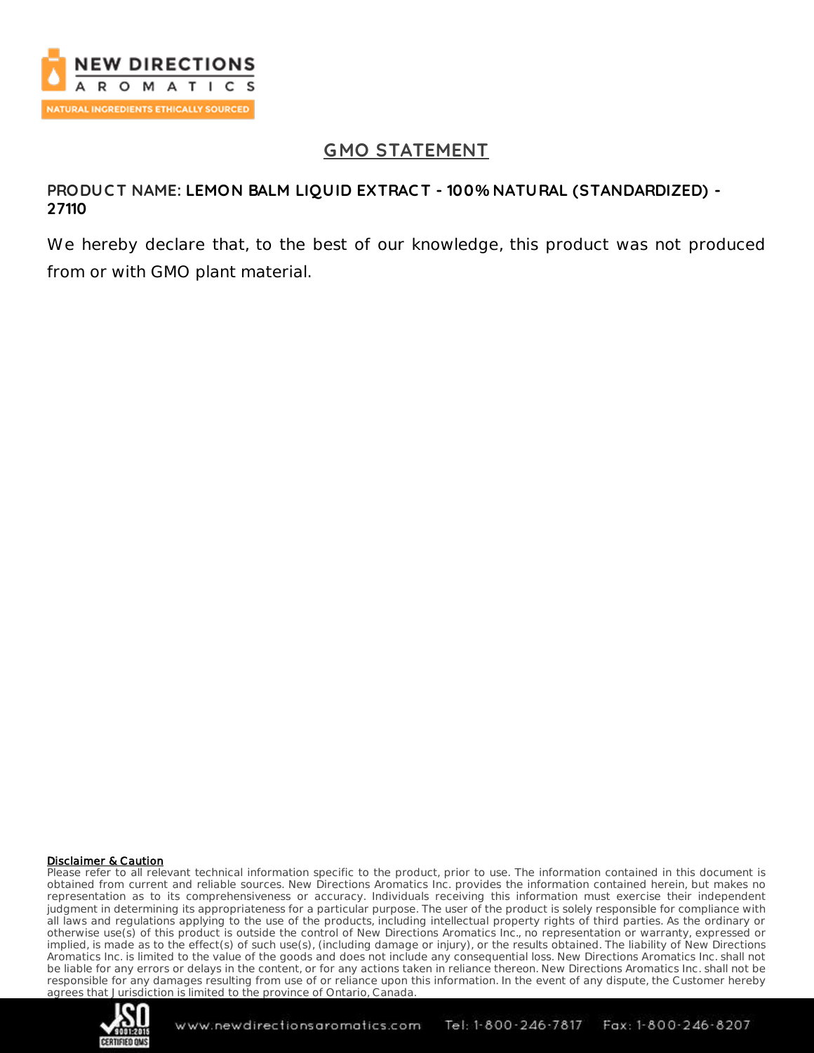# GMO STATEMENT

**PRODUCT NAME: LEMON BALM LIQUID EXTRACT - 100% NATURAL (STANDARDIZED) - 27110**

We hereby declare that, to the best of our knowledge, this product was not produced from or with GMO plant material.

**Disclaimer & Caution**

Please refer to all relevant technical information specific to the product, prior to use. The information contained in this document is obtained from current and reliable sources. New Directions Aromatics Inc. provides the information contained herein, but makes no representation as to its comprehensiveness or accuracy. Individuals receiving this information must exercise their independent judgment in determining its appropriateness for a particular purpose. The user of the product is solely responsible for compliance with all laws and regulations applying to the use of the products, including intellectual property rights of third parties. As the ordinary or otherwise use(s) of this product is outside the control of New Directions Aromatics Inc., no representation or warranty, expressed or implied, is made as to the effect(s) of such use(s), (including damage or injury), or the results obtained. The liability of New Directions Aromatics Inc. is limited to the value of the goods and does not include any consequential loss. New Directions Aromatics Inc. shall not be liable for any errors or delays in the content, or for any actions taken in reliance thereon. New Directions Aromatics Inc. shall not be responsible for any damages resulting from use of or reliance upon this information. In the event of any dispute, the Customer hereby agrees that Jurisdiction is limited to the province of Ontario, Canada.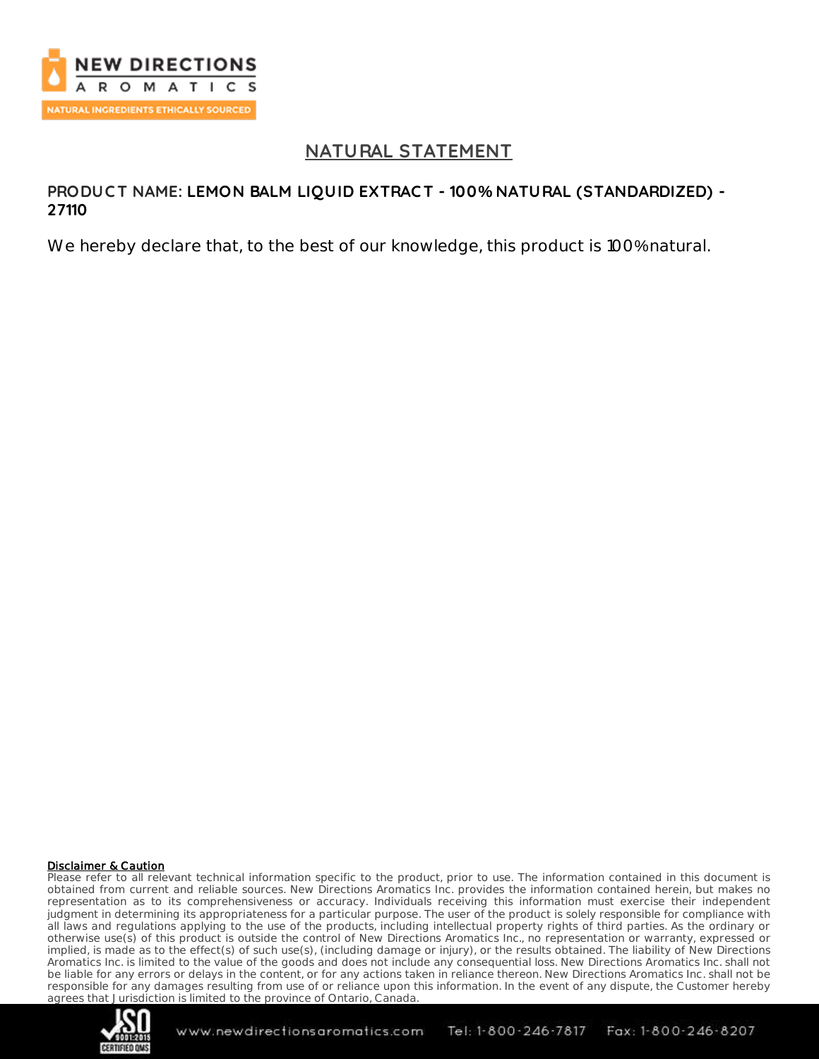## NATURAL STATEMENT

**PRODUCT NAME: LEMON BALM LIQUID EXTRACT - 100% NATURAL (STANDARDIZED) - 27110**

We hereby declare that, to the best of our knowledge, this product is 100% natural.

**Disclaimer & Caution**

Please refer to all relevant technical information specific to the product, prior to use. The information contained in this document is obtained from current and reliable sources. New Directions Aromatics Inc. provides the information contained herein, but makes no representation as to its comprehensiveness or accuracy. Individuals receiving this information must exercise their independent judgment in determining its appropriateness for a particular purpose. The user of the product is solely responsible for compliance with all laws and regulations applying to the use of the products, including intellectual property rights of third parties. As the ordinary or otherwise use(s) of this product is outside the control of New Directions Aromatics Inc., no representation or warranty, expressed or implied, is made as to the effect(s) of such use(s), (including damage or injury), or the results obtained. The liability of New Directions Aromatics Inc. is limited to the value of the goods and does not include any consequential loss. New Directions Aromatics Inc. shall not be liable for any errors or delays in the content, or for any actions taken in reliance thereon. New Directions Aromatics Inc. shall not be responsible for any damages resulting from use of or reliance upon this information. In the event of any dispute, the Customer hereby agrees that Jurisdiction is limited to the province of Ontario, Canada.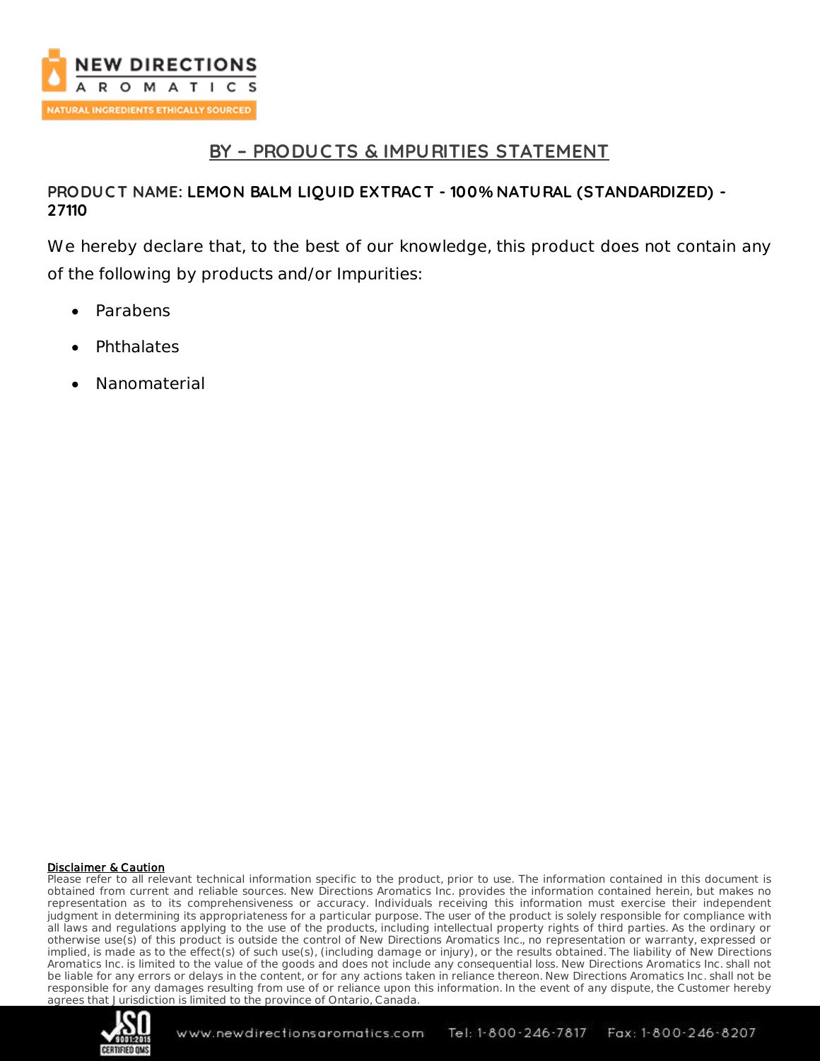# BY – PRODUCTS & IMPURITIES STATEMENT

**PRODUCT NAME: LEMON BALM LIQUID EXTRACT - 100% NATURAL (STANDARDIZED) - 27110**

We hereby declare that, to the best of our knowledge, this product does not contain any of the following by products and/or Impurities:

- Parabens
- Phthalates
- Nanomaterial

**Disclaimer & Caution**

Please refer to all relevant technical information specific to the product, prior to use. The information contained in this document is obtained from current and reliable sources. New Directions Aromatics Inc. provides the information contained herein, but makes no representation as to its comprehensiveness or accuracy. Individuals receiving this information must exercise their independent judgment in determining its appropriateness for a particular purpose. The user of the product is solely responsible for compliance with all laws and regulations applying to the use of the products, including intellectual property rights of third parties. As the ordinary or otherwise use(s) of this product is outside the control of New Directions Aromatics Inc., no representation or warranty, expressed or implied, is made as to the effect(s) of such use(s), (including damage or injury), or the results obtained. The liability of New Directions Aromatics Inc. is limited to the value of the goods and does not include any consequential loss. New Directions Aromatics Inc. shall not be liable for any errors or delays in the content, or for any actions taken in reliance thereon. New Directions Aromatics Inc. shall not be responsible for any damages resulting from use of or reliance upon this information. In the event of any dispute, the Customer hereby agrees that Jurisdiction is limited to the province of Ontario, Canada.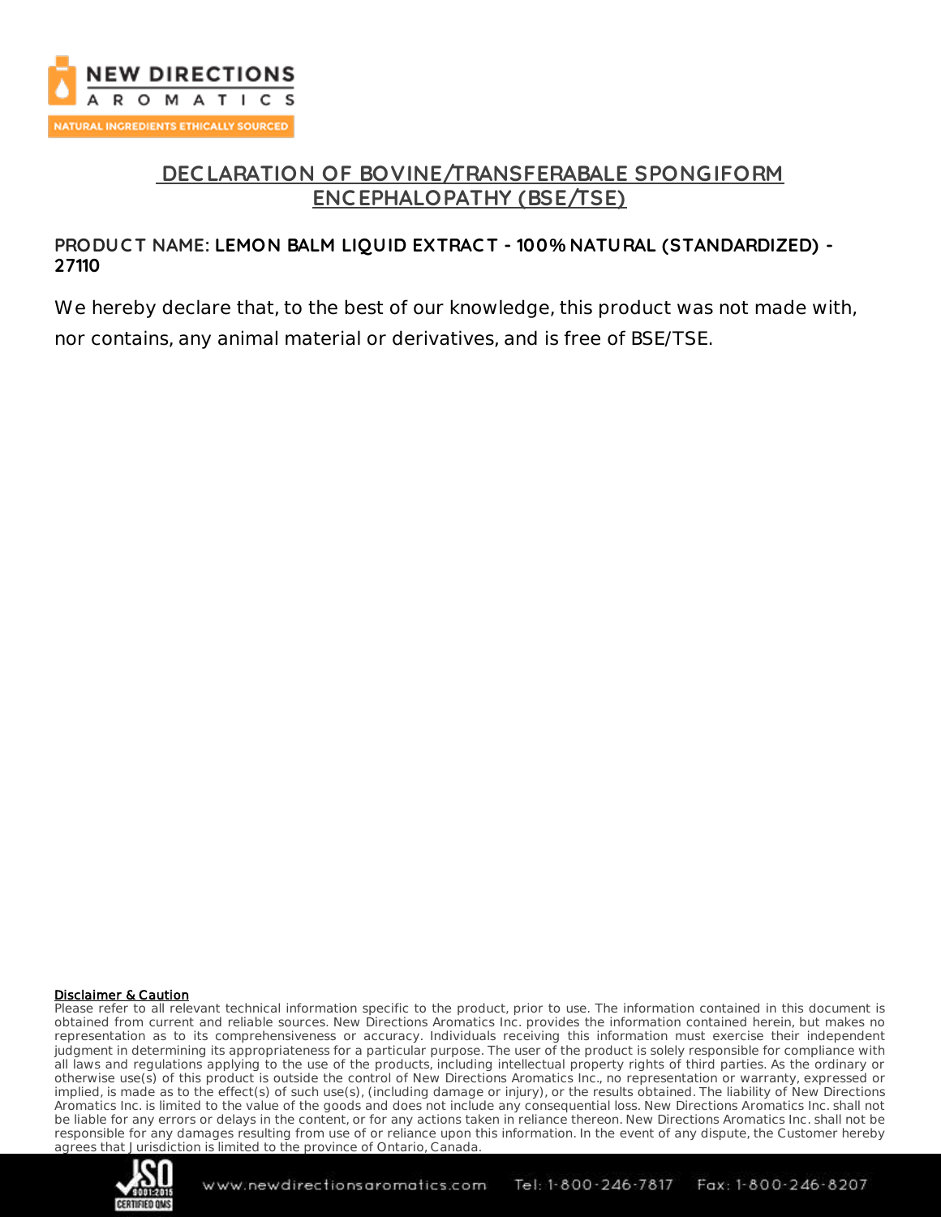# DECLARATION OF BOVINE/TRANSFERABALE SPONGIFORM ENCEPHALOPATHY (BSE/TSE)

**PRODUCT NAME: LEMON BALM LIQUID EXTRACT - 100% NATURAL (STANDARDIZED) - 27110**

We hereby declare that, to the best of our knowledge, this product was not made with, nor contains, any animal material or derivatives, and is free of BSE/TSE.

**Disclaimer & Caution**

Please refer to all relevant technical information specific to the product, prior to use. The information contained in this document is obtained from current and reliable sources. New Directions Aromatics Inc. provides the information contained herein, but makes no representation as to its comprehensiveness or accuracy. Individuals receiving this information must exercise their independent judgment in determining its appropriateness for a particular purpose. The user of the product is solely responsible for compliance with all laws and regulations applying to the use of the products, including intellectual property rights of third parties. As the ordinary or otherwise use(s) of this product is outside the control of New Directions Aromatics Inc., no representation or warranty, expressed or implied, is made as to the effect(s) of such use(s), (including damage or injury), or the results obtained. The liability of New Directions Aromatics Inc. is limited to the value of the goods and does not include any consequential loss. New Directions Aromatics Inc. shall not be liable for any errors or delays in the content, or for any actions taken in reliance thereon. New Directions Aromatics Inc. shall not be responsible for any damages resulting from use of or reliance upon this information. In the event of any dispute, the Customer hereby agrees that Jurisdiction is limited to the province of Ontario, Canada.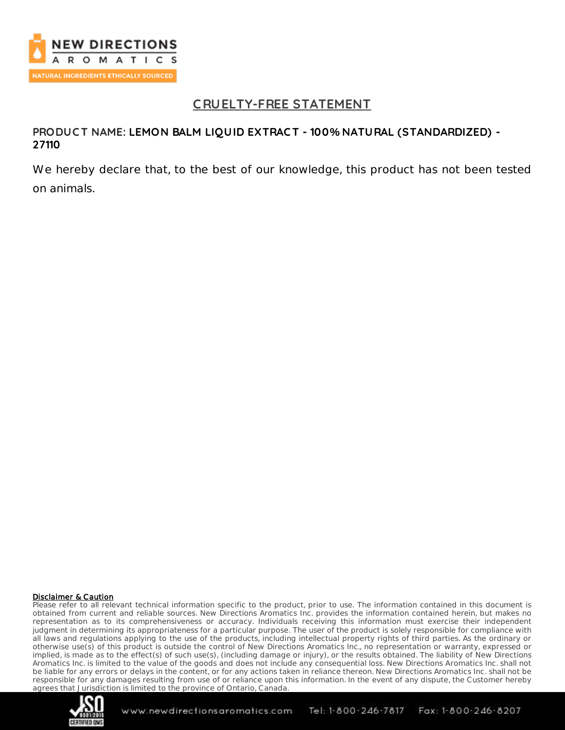## CRUELTY-FREE STATEMENT

**PRODUCT NAME: LEMON BALM LIQUID EXTRACT - 100% NATURAL (STANDARDIZED) - 27110**

We hereby declare that, to the best of our knowledge, this product has not been tested on animals.

**Disclaimer & Caution**

Please refer to all relevant technical information specific to the product, prior to use. The information contained in this document is obtained from current and reliable sources. New Directions Aromatics Inc. provides the information contained herein, but makes no representation as to its comprehensiveness or accuracy. Individuals receiving this information must exercise their independent judgment in determining its appropriateness for a particular purpose. The user of the product is solely responsible for compliance with all laws and regulations applying to the use of the products, including intellectual property rights of third parties. As the ordinary or otherwise use(s) of this product is outside the control of New Directions Aromatics Inc., no representation or warranty, expressed or implied, is made as to the effect(s) of such use(s), (including damage or injury), or the results obtained. The liability of New Directions Aromatics Inc. is limited to the value of the goods and does not include any consequential loss. New Directions Aromatics Inc. shall not be liable for any errors or delays in the content, or for any actions taken in reliance thereon. New Directions Aromatics Inc. shall not be responsible for any damages resulting from use of or reliance upon this information. In the event of any dispute, the Customer hereby agrees that Jurisdiction is limited to the province of Ontario, Canada.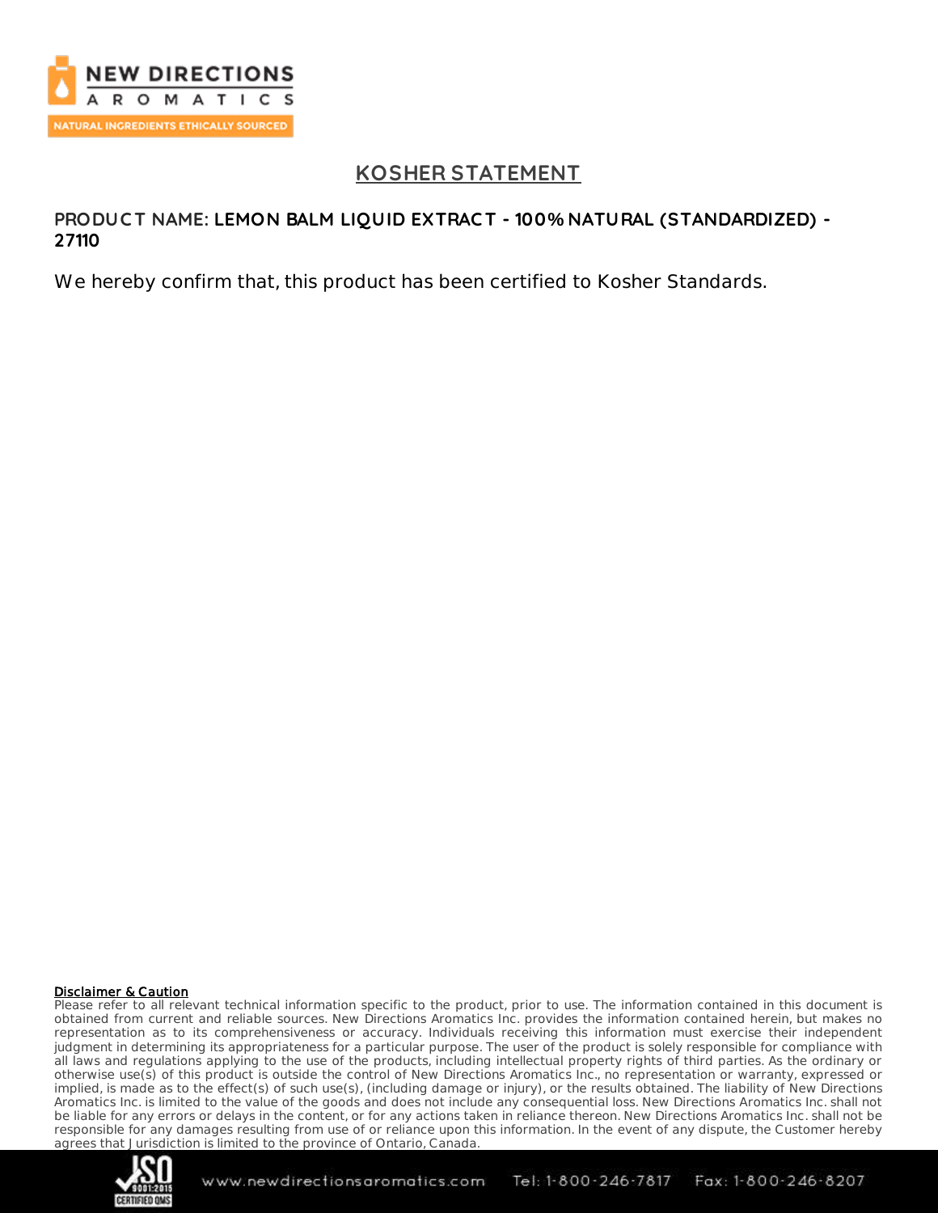# KOSHER STATEMENT

**PRODUCT NAME: LEMON BALM LIQUID EXTRACT - 100% NATURAL (STANDARDIZED) - 27110**

We hereby confirm that, this product has been certified to Kosher Standards.

**Disclaimer & Caution**

Please refer to all relevant technical information specific to the product, prior to use. The information contained in this document is obtained from current and reliable sources. New Directions Aromatics Inc. provides the information contained herein, but makes no representation as to its comprehensiveness or accuracy. Individuals receiving this information must exercise their independent judgment in determining its appropriateness for a particular purpose. The user of the product is solely responsible for compliance with all laws and regulations applying to the use of the products, including intellectual property rights of third parties. As the ordinary or otherwise use(s) of this product is outside the control of New Directions Aromatics Inc., no representation or warranty, expressed or implied, is made as to the effect(s) of such use(s), (including damage or injury), or the results obtained. The liability of New Directions Aromatics Inc. is limited to the value of the goods and does not include any consequential loss. New Directions Aromatics Inc. shall not be liable for any errors or delays in the content, or for any actions taken in reliance thereon. New Directions Aromatics Inc. shall not be responsible for any damages resulting from use of or reliance upon this information. In the event of any dispute, the Customer hereby agrees that Jurisdiction is limited to the province of Ontario, Canada.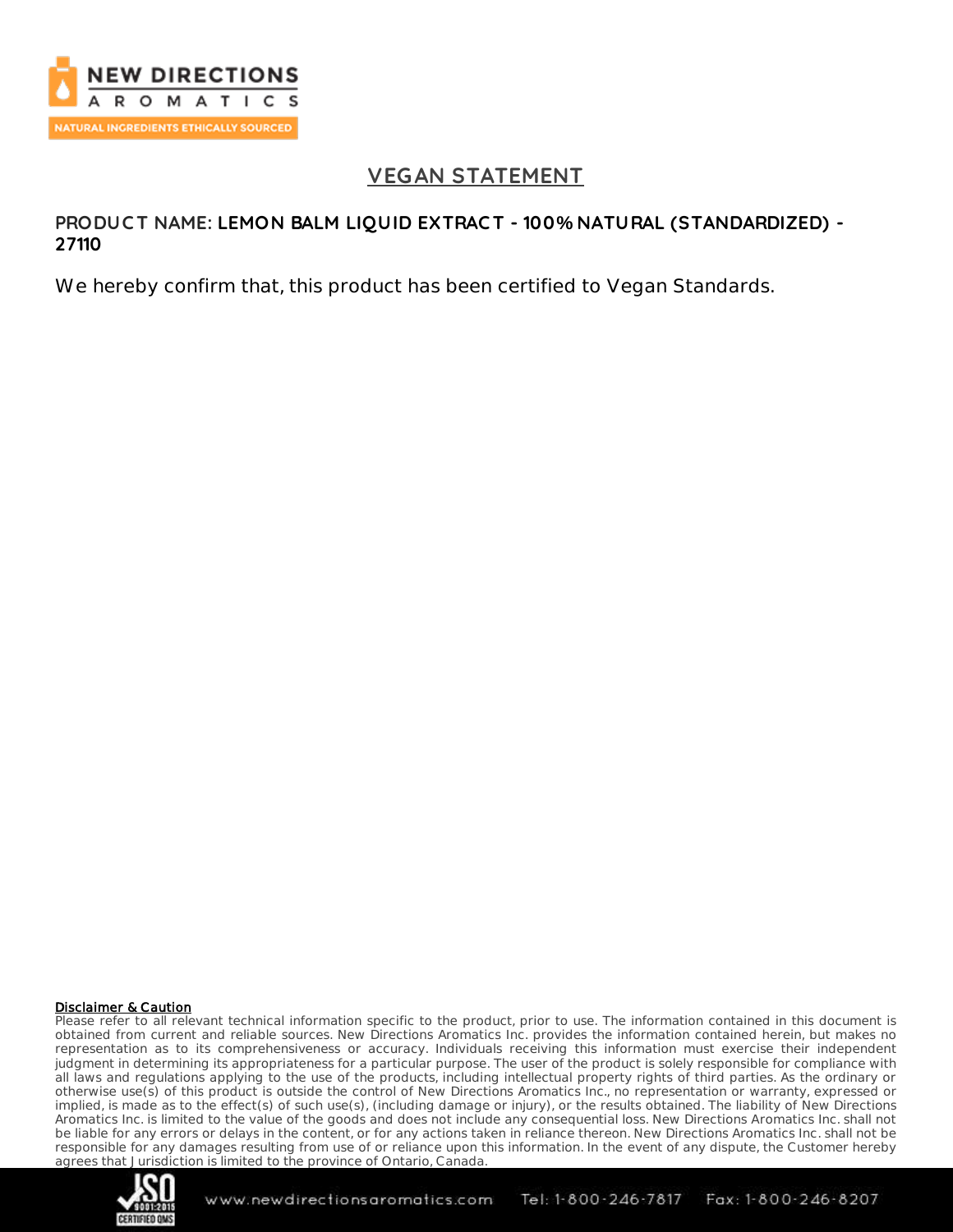## VEGAN STATEMENT

**PRODUCT NAME: LEMON BALM LIQUID EXTRACT - 100% NATURAL (STANDARDIZED) - 27110**

We hereby confirm that, this product has been certified to Vegan Standards.

**Disclaimer & Caution**

Please refer to all relevant technical information specific to the product, prior to use. The information contained in this document is obtained from current and reliable sources. New Directions Aromatics Inc. provides the information contained herein, but makes no representation as to its comprehensiveness or accuracy. Individuals receiving this information must exercise their independent judgment in determining its appropriateness for a particular purpose. The user of the product is solely responsible for compliance with all laws and regulations applying to the use of the products, including intellectual property rights of third parties. As the ordinary or otherwise use(s) of this product is outside the control of New Directions Aromatics Inc., no representation or warranty, expressed or implied, is made as to the effect(s) of such use(s), (including damage or injury), or the results obtained. The liability of New Directions Aromatics Inc. is limited to the value of the goods and does not include any consequential loss. New Directions Aromatics Inc. shall not be liable for any errors or delays in the content, or for any actions taken in reliance thereon. New Directions Aromatics Inc. shall not be responsible for any damages resulting from use of or reliance upon this information. In the event of any dispute, the Customer hereby agrees that Jurisdiction is limited to the province of Ontario, Canada.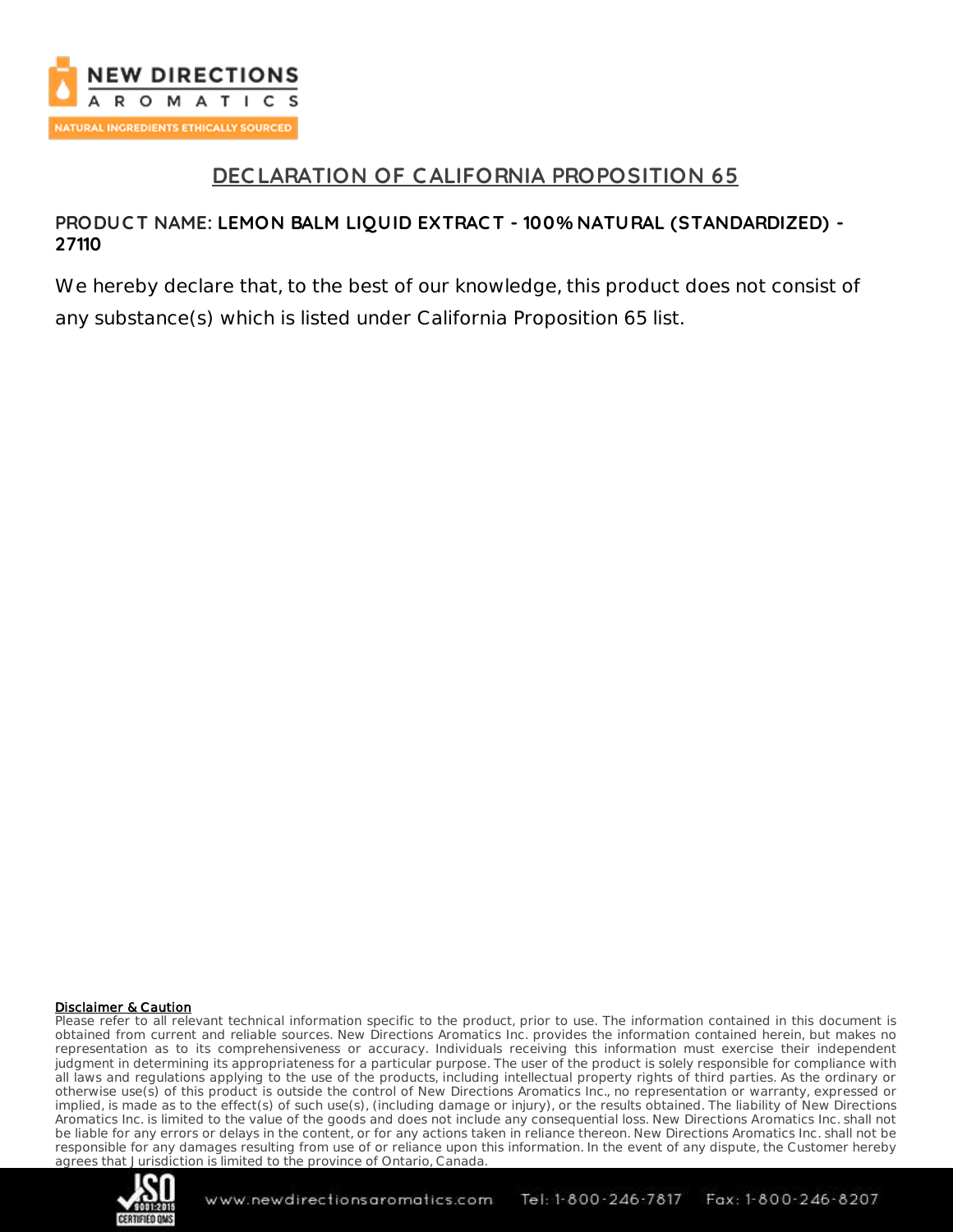# DECLARATION OF CALIFORNIA PROPOSITION 65

**PRODUCT NAME: LEMON BALM LIQUID EXTRACT - 100% NATURAL (STANDARDIZED) - 27110**

We hereby declare that, to the best of our knowledge, this product does not consist of any substance(s) which is listed under California Proposition 65 list.

**Disclaimer & Caution**

Please refer to all relevant technical information specific to the product, prior to use. The information contained in this document is obtained from current and reliable sources. New Directions Aromatics Inc. provides the information contained herein, but makes no representation as to its comprehensiveness or accuracy. Individuals receiving this information must exercise their independent judgment in determining its appropriateness for a particular purpose. The user of the product is solely responsible for compliance with all laws and regulations applying to the use of the products, including intellectual property rights of third parties. As the ordinary or otherwise use(s) of this product is outside the control of New Directions Aromatics Inc., no representation or warranty, expressed or implied, is made as to the effect(s) of such use(s), (including damage or injury), or the results obtained. The liability of New Directions Aromatics Inc. is limited to the value of the goods and does not include any consequential loss. New Directions Aromatics Inc. shall not be liable for any errors or delays in the content, or for any actions taken in reliance thereon. New Directions Aromatics Inc. shall not be responsible for any damages resulting from use of or reliance upon this information. In the event of any dispute, the Customer hereby agrees that Jurisdiction is limited to the province of Ontario, Canada.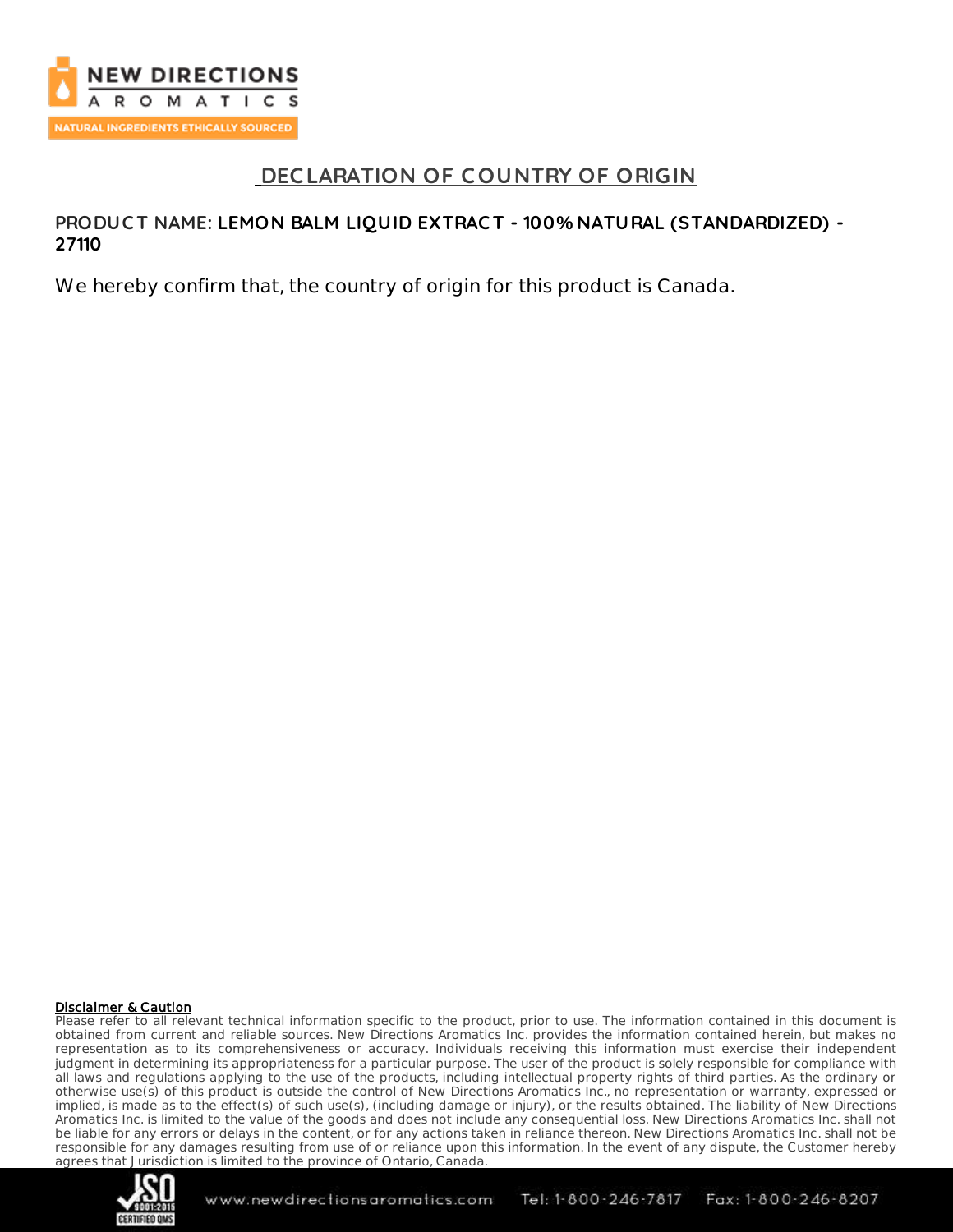NEW DIRECTIONS
AROMATICS
NATURAL INGREDIENTS ETHICALLY SOURCED

# DECLARATION OF COUNTRY OF ORIGIN

**PRODUCT NAME: LEMON BALM LIQUID EXTRACT - 100% NATURAL (STANDARDIZED) - 27110**

We hereby confirm that, the country of origin for this product is Canada.

**Disclaimer & Caution**

Please refer to all relevant technical information specific to the product, prior to use. The information contained in this document is obtained from current and reliable sources. New Directions Aromatics Inc. provides the information contained herein, but makes no representation as to its comprehensiveness or accuracy. Individuals receiving this information must exercise their independent judgment in determining its appropriateness for a particular purpose. The user of the product is solely responsible for compliance with all laws and regulations applying to the use of the products, including intellectual property rights of third parties. As the ordinary or otherwise use(s) of this product is outside the control of New Directions Aromatics Inc., no representation or warranty, expressed or implied, is made as to the effect(s) of such use(s), (including damage or injury), or the results obtained. The liability of New Directions Aromatics Inc. is limited to the value of the goods and does not include any consequential loss. New Directions Aromatics Inc. shall not be liable for any errors or delays in the content, or for any actions taken in reliance thereon. New Directions Aromatics Inc. shall not be responsible for any damages resulting from use of or reliance upon this information. In the event of any dispute, the Customer hereby agrees that Jurisdiction is limited to the province of Ontario, Canada.

ISO 9001:2015 CERTIFIED QMS

www.newdirectionsaromatics.com Tel: 1-800-246-7817 Fax: 1-800-246-8207